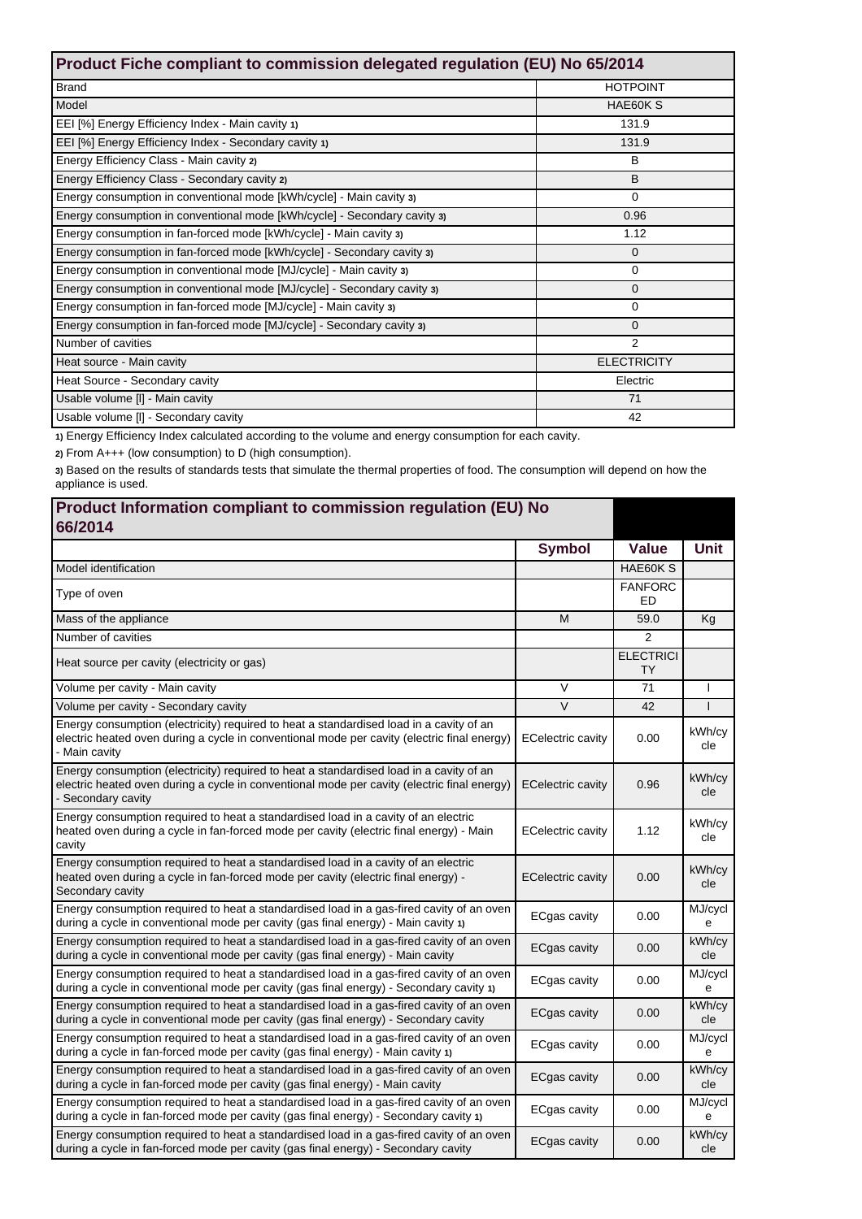## Product Fiche compliant to commission delegated regulation (EU) No 65/2014

| | |
|---|---|
| Brand | HOTPOINT |
| Model | HAE60K S |
| EEI [%] Energy Efficiency Index - Main cavity 1) | 131.9 |
| EEI [%] Energy Efficiency Index - Secondary cavity 1) | 131.9 |
| Energy Efficiency Class - Main cavity 2) | B |
| Energy Efficiency Class - Secondary cavity 2) | B |
| Energy consumption in conventional mode [kWh/cycle] - Main cavity 3) | 0 |
| Energy consumption in conventional mode [kWh/cycle] - Secondary cavity 3) | 0.96 |
| Energy consumption in fan-forced mode [kWh/cycle] - Main cavity 3) | 1.12 |
| Energy consumption in fan-forced mode [kWh/cycle] - Secondary cavity 3) | 0 |
| Energy consumption in conventional mode [MJ/cycle] - Main cavity 3) | 0 |
| Energy consumption in conventional mode [MJ/cycle] - Secondary cavity 3) | 0 |
| Energy consumption in fan-forced mode [MJ/cycle] - Main cavity 3) | 0 |
| Energy consumption in fan-forced mode [MJ/cycle] - Secondary cavity 3) | 0 |
| Number of cavities | 2 |
| Heat source - Main cavity | ELECTRICITY |
| Heat Source - Secondary cavity | Electric |
| Usable volume [l] - Main cavity | 71 |
| Usable volume [l] - Secondary cavity | 42 |

1) Energy Efficiency Index calculated according to the volume and energy consumption for each cavity.

2) From A+++ (low consumption) to D (high consumption).

3) Based on the results of standards tests that simulate the thermal properties of food. The consumption will depend on how the appliance is used.

## Product Information compliant to commission regulation (EU) No 66/2014

| | Symbol | Value | Unit |
|---|---|---|---|
| Model identification | | HAE60K S | |
| Type of oven | | FANFORCED | |
| Mass of the appliance | M | 59.0 | Kg |
| Number of cavities | | 2 | |
| Heat source per cavity (electricity or gas) | | ELECTRICITY | |
| Volume per cavity - Main cavity | V | 71 | l |
| Volume per cavity - Secondary cavity | V | 42 | l |
| Energy consumption (electricity) required to heat a standardised load in a cavity of an electric heated oven during a cycle in conventional mode per cavity (electric final energy) - Main cavity | ECelectric cavity | 0.00 | kWh/cycle |
| Energy consumption (electricity) required to heat a standardised load in a cavity of an electric heated oven during a cycle in conventional mode per cavity (electric final energy) - Secondary cavity | ECelectric cavity | 0.96 | kWh/cycle |
| Energy consumption required to heat a standardised load in a cavity of an electric heated oven during a cycle in fan-forced mode per cavity (electric final energy) - Main cavity | ECelectric cavity | 1.12 | kWh/cycle |
| Energy consumption required to heat a standardised load in a cavity of an electric heated oven during a cycle in fan-forced mode per cavity (electric final energy) - Secondary cavity | ECelectric cavity | 0.00 | kWh/cycle |
| Energy consumption required to heat a standardised load in a gas-fired cavity of an oven during a cycle in conventional mode per cavity (gas final energy) - Main cavity 1) | ECgas cavity | 0.00 | MJ/cycle |
| Energy consumption required to heat a standardised load in a gas-fired cavity of an oven during a cycle in conventional mode per cavity (gas final energy) - Main cavity | ECgas cavity | 0.00 | kWh/cycle |
| Energy consumption required to heat a standardised load in a gas-fired cavity of an oven during a cycle in conventional mode per cavity (gas final energy) - Secondary cavity 1) | ECgas cavity | 0.00 | MJ/cycle |
| Energy consumption required to heat a standardised load in a gas-fired cavity of an oven during a cycle in conventional mode per cavity (gas final energy) - Secondary cavity | ECgas cavity | 0.00 | kWh/cycle |
| Energy consumption required to heat a standardised load in a gas-fired cavity of an oven during a cycle in fan-forced mode per cavity (gas final energy) - Main cavity 1) | ECgas cavity | 0.00 | MJ/cycle |
| Energy consumption required to heat a standardised load in a gas-fired cavity of an oven during a cycle in fan-forced mode per cavity (gas final energy) - Main cavity | ECgas cavity | 0.00 | kWh/cycle |
| Energy consumption required to heat a standardised load in a gas-fired cavity of an oven during a cycle in fan-forced mode per cavity (gas final energy) - Secondary cavity 1) | ECgas cavity | 0.00 | MJ/cycle |
| Energy consumption required to heat a standardised load in a gas-fired cavity of an oven during a cycle in fan-forced mode per cavity (gas final energy) - Secondary cavity | ECgas cavity | 0.00 | kWh/cycle |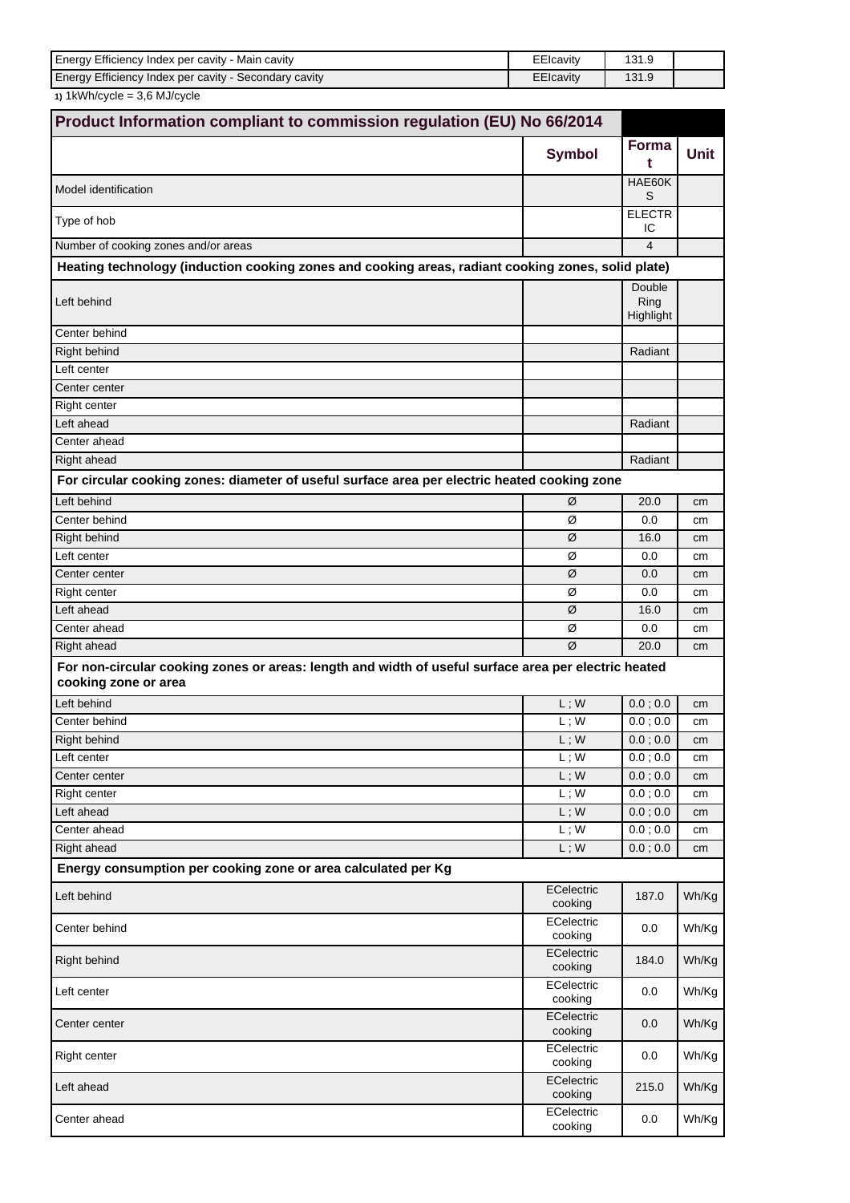| | | | |
|---|---|---|---|
| Energy Efficiency Index per cavity - Main cavity | EEIcavity | 131.9 | |
| Energy Efficiency Index per cavity - Secondary cavity | EEIcavity | 131.9 | |

1) 1kWh/cycle = 3,6 MJ/cycle

| Product Information compliant to commission regulation (EU) No 66/2014 | | | |
|---|---|---|---|
| | **Symbol** | **Format** | **Unit** |
| Model identification | | HAE60KS | |
| Type of hob | | ELECTRIC | |
| Number of cooking zones and/or areas | | 4 | |
| **Heating technology (induction cooking zones and cooking areas, radiant cooking zones, solid plate)** | | | |
| Left behind | | Double Ring Highlight | |
| Center behind | | | |
| Right behind | | Radiant | |
| Left center | | | |
| Center center | | | |
| Right center | | | |
| Left ahead | | Radiant | |
| Center ahead | | | |
| Right ahead | | Radiant | |
| **For circular cooking zones: diameter of useful surface area per electric heated cooking zone** | | | |
| Left behind | Ø | 20.0 | cm |
| Center behind | Ø | 0.0 | cm |
| Right behind | Ø | 16.0 | cm |
| Left center | Ø | 0.0 | cm |
| Center center | Ø | 0.0 | cm |
| Right center | Ø | 0.0 | cm |
| Left ahead | Ø | 16.0 | cm |
| Center ahead | Ø | 0.0 | cm |
| Right ahead | Ø | 20.0 | cm |
| **For non-circular cooking zones or areas: length and width of useful surface area per electric heated cooking zone or area** | | | |
| Left behind | L ; W | 0.0 ; 0.0 | cm |
| Center behind | L ; W | 0.0 ; 0.0 | cm |
| Right behind | L ; W | 0.0 ; 0.0 | cm |
| Left center | L ; W | 0.0 ; 0.0 | cm |
| Center center | L ; W | 0.0 ; 0.0 | cm |
| Right center | L ; W | 0.0 ; 0.0 | cm |
| Left ahead | L ; W | 0.0 ; 0.0 | cm |
| Center ahead | L ; W | 0.0 ; 0.0 | cm |
| Right ahead | L ; W | 0.0 ; 0.0 | cm |
| **Energy consumption per cooking zone or area calculated per Kg** | | | |
| Left behind | ECelectric cooking | 187.0 | Wh/Kg |
| Center behind | ECelectric cooking | 0.0 | Wh/Kg |
| Right behind | ECelectric cooking | 184.0 | Wh/Kg |
| Left center | ECelectric cooking | 0.0 | Wh/Kg |
| Center center | ECelectric cooking | 0.0 | Wh/Kg |
| Right center | ECelectric cooking | 0.0 | Wh/Kg |
| Left ahead | ECelectric cooking | 215.0 | Wh/Kg |
| Center ahead | ECelectric cooking | 0.0 | Wh/Kg |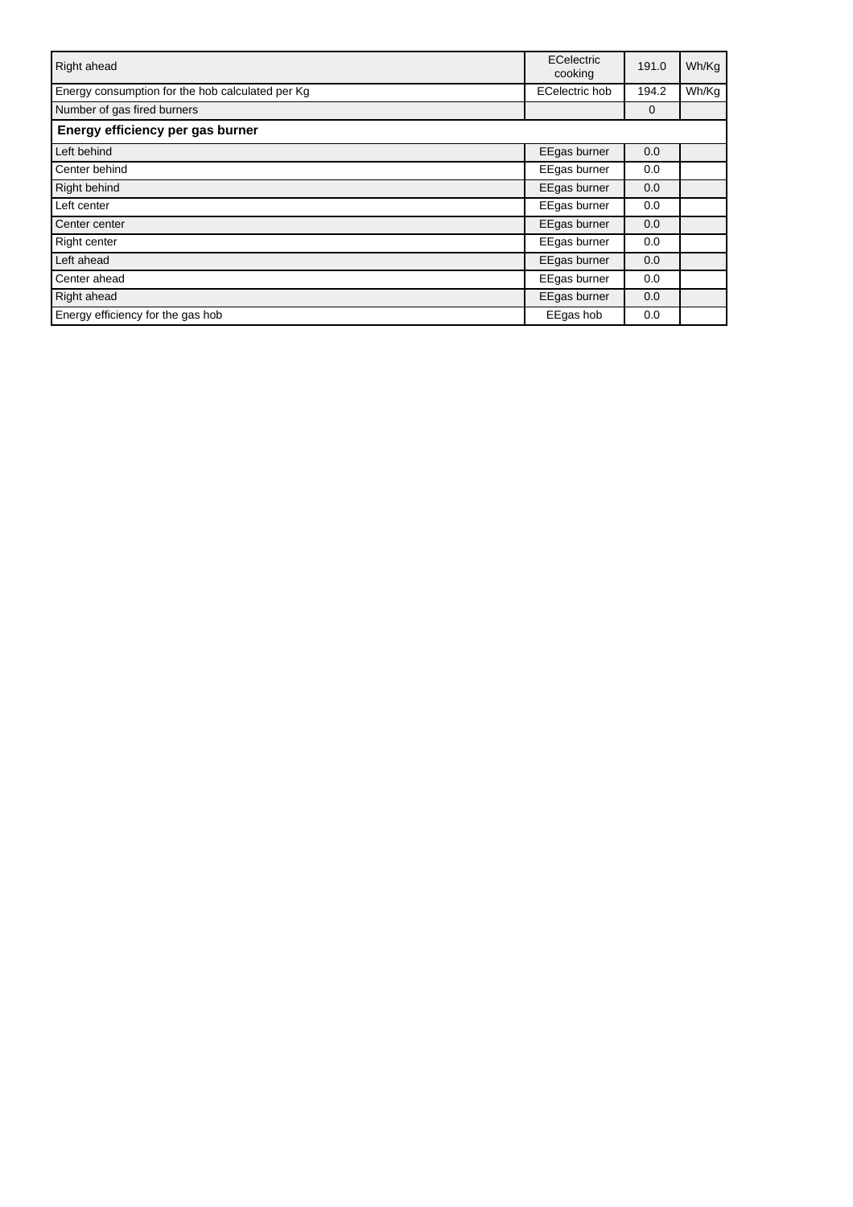| | | | |
|---|---|---|---|
| Right ahead | ECelectric cooking | 191.0 | Wh/Kg |
| Energy consumption for the hob calculated per Kg | ECelectric hob | 194.2 | Wh/Kg |
| Number of gas fired burners | | 0 | |
| **Energy efficiency per gas burner** | | | |
| Left behind | EEgas burner | 0.0 | |
| Center behind | EEgas burner | 0.0 | |
| Right behind | EEgas burner | 0.0 | |
| Left center | EEgas burner | 0.0 | |
| Center center | EEgas burner | 0.0 | |
| Right center | EEgas burner | 0.0 | |
| Left ahead | EEgas burner | 0.0 | |
| Center ahead | EEgas burner | 0.0 | |
| Right ahead | EEgas burner | 0.0 | |
| Energy efficiency for the gas hob | EEgas hob | 0.0 | |